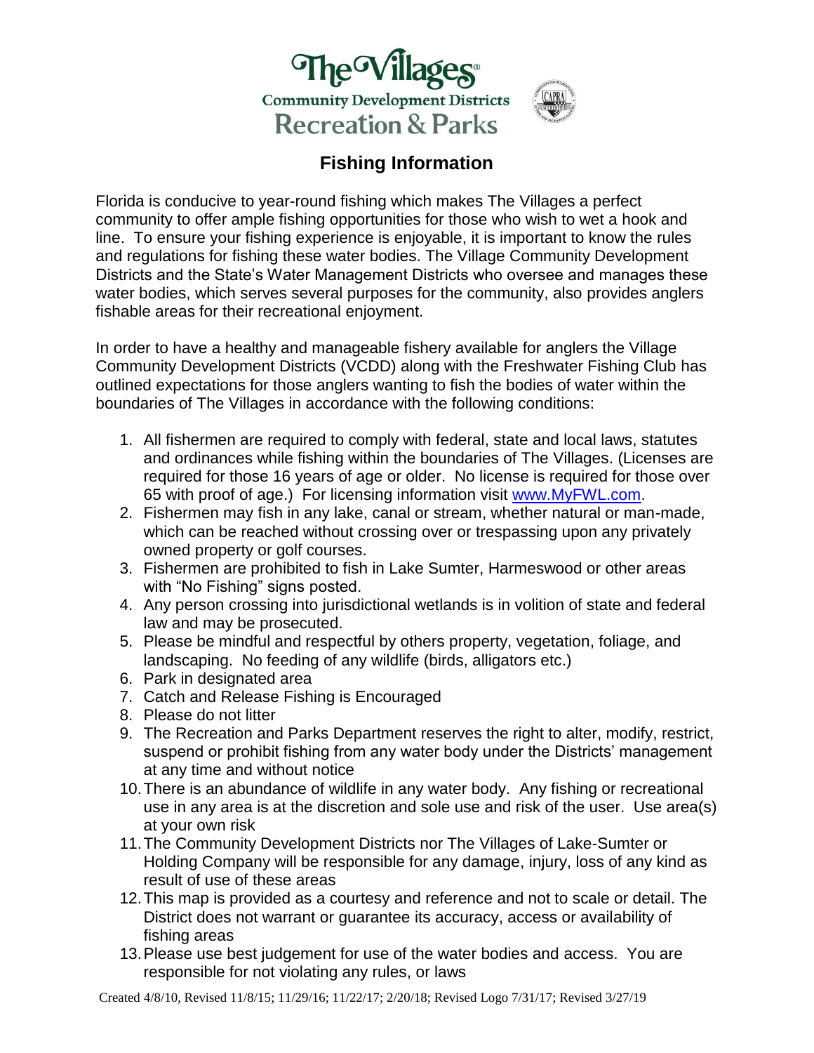# The Villages®

## Community Development Districts

## Recreation & Parks

## Fishing Information

Florida is conducive to year-round fishing which makes The Villages a perfect community to offer ample fishing opportunities for those who wish to wet a hook and line. To ensure your fishing experience is enjoyable, it is important to know the rules and regulations for fishing these water bodies. The Village Community Development Districts and the State's Water Management Districts who oversee and manages these water bodies, which serves several purposes for the community, also provides anglers fishable areas for their recreational enjoyment.

In order to have a healthy and manageable fishery available for anglers the Village Community Development Districts (VCDD) along with the Freshwater Fishing Club has outlined expectations for those anglers wanting to fish the bodies of water within the boundaries of The Villages in accordance with the following conditions:

1. All fishermen are required to comply with federal, state and local laws, statutes and ordinances while fishing within the boundaries of The Villages. (Licenses are required for those 16 years of age or older. No license is required for those over 65 with proof of age.) For licensing information visit [www.MyFWL.com](http://www.MyFWL.com).
2. Fishermen may fish in any lake, canal or stream, whether natural or man-made, which can be reached without crossing over or trespassing upon any privately owned property or golf courses.
3. Fishermen are prohibited to fish in Lake Sumter, Harmeswood or other areas with "No Fishing" signs posted.
4. Any person crossing into jurisdictional wetlands is in volition of state and federal law and may be prosecuted.
5. Please be mindful and respectful by others property, vegetation, foliage, and landscaping. No feeding of any wildlife (birds, alligators etc.)
6. Park in designated area
7. Catch and Release Fishing is Encouraged
8. Please do not litter
9. The Recreation and Parks Department reserves the right to alter, modify, restrict, suspend or prohibit fishing from any water body under the Districts' management at any time and without notice
10. There is an abundance of wildlife in any water body. Any fishing or recreational use in any area is at the discretion and sole use and risk of the user. Use area(s) at your own risk
11. The Community Development Districts nor The Villages of Lake-Sumter or Holding Company will be responsible for any damage, injury, loss of any kind as result of use of these areas
12. This map is provided as a courtesy and reference and not to scale or detail. The District does not warrant or guarantee its accuracy, access or availability of fishing areas
13. Please use best judgement for use of the water bodies and access. You are responsible for not violating any rules, or laws

Created 4/8/10, Revised 11/8/15; 11/29/16; 11/22/17; 2/20/18; Revised Logo 7/31/17; Revised 3/27/19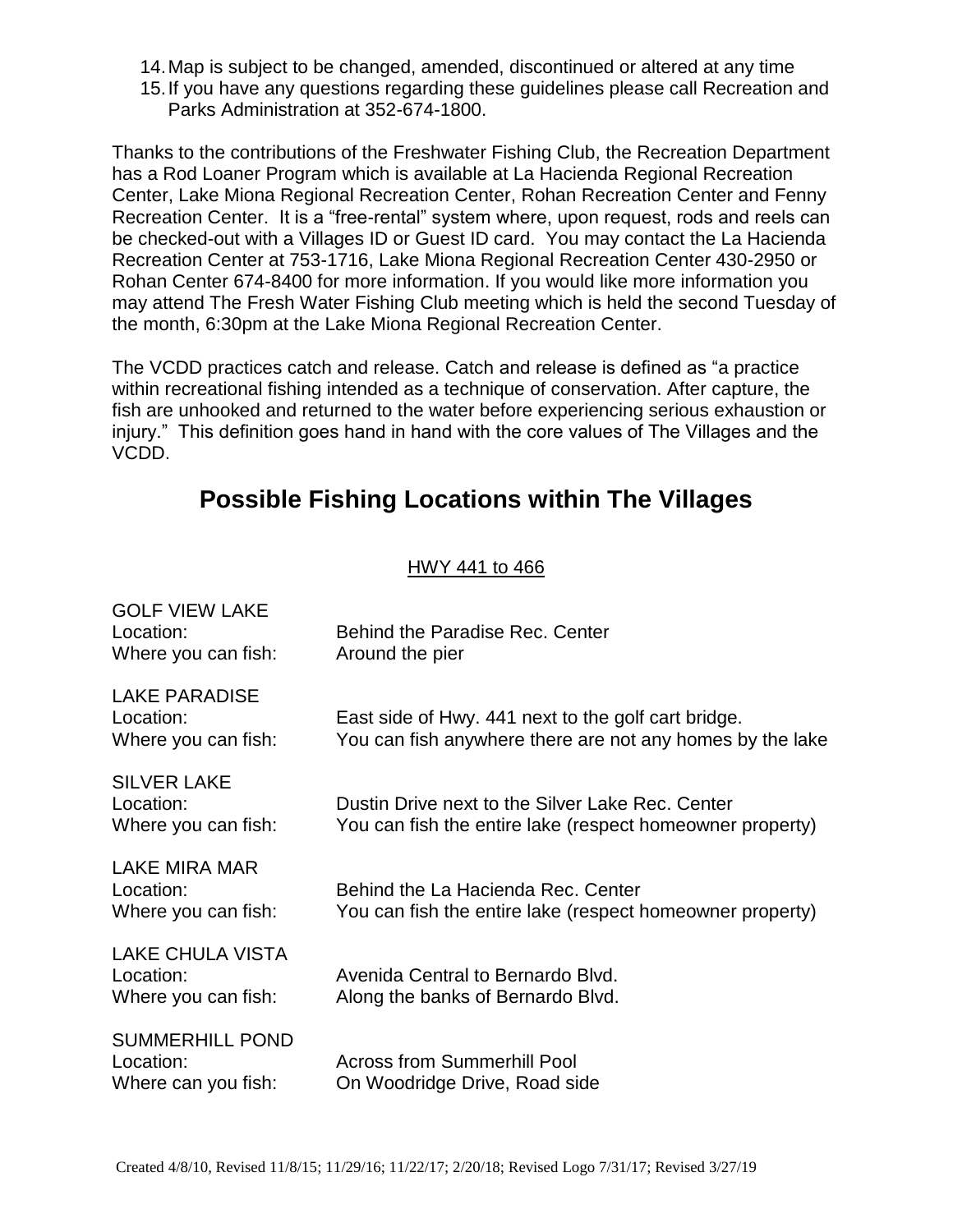14. Map is subject to be changed, amended, discontinued or altered at any time
15. If you have any questions regarding these guidelines please call Recreation and Parks Administration at 352-674-1800.

Thanks to the contributions of the Freshwater Fishing Club, the Recreation Department has a Rod Loaner Program which is available at La Hacienda Regional Recreation Center, Lake Miona Regional Recreation Center, Rohan Recreation Center and Fenny Recreation Center. It is a "free-rental" system where, upon request, rods and reels can be checked-out with a Villages ID or Guest ID card. You may contact the La Hacienda Recreation Center at 753-1716, Lake Miona Regional Recreation Center 430-2950 or Rohan Center 674-8400 for more information. If you would like more information you may attend The Fresh Water Fishing Club meeting which is held the second Tuesday of the month, 6:30pm at the Lake Miona Regional Recreation Center.

The VCDD practices catch and release. Catch and release is defined as "a practice within recreational fishing intended as a technique of conservation. After capture, the fish are unhooked and returned to the water before experiencing serious exhaustion or injury." This definition goes hand in hand with the core values of The Villages and the VCDD.

# Possible Fishing Locations within The Villages

HWY 441 to 466

GOLF VIEW LAKE
Location: Behind the Paradise Rec. Center
Where you can fish: Around the pier

LAKE PARADISE
Location: East side of Hwy. 441 next to the golf cart bridge.
Where you can fish: You can fish anywhere there are not any homes by the lake

SILVER LAKE
Location: Dustin Drive next to the Silver Lake Rec. Center
Where you can fish: You can fish the entire lake (respect homeowner property)

LAKE MIRA MAR
Location: Behind the La Hacienda Rec. Center
Where you can fish: You can fish the entire lake (respect homeowner property)

LAKE CHULA VISTA
Location: Avenida Central to Bernardo Blvd.
Where you can fish: Along the banks of Bernardo Blvd.

SUMMERHILL POND
Location: Across from Summerhill Pool
Where can you fish: On Woodridge Drive, Road side

Created 4/8/10, Revised 11/8/15; 11/29/16; 11/22/17; 2/20/18; Revised Logo 7/31/17; Revised 3/27/19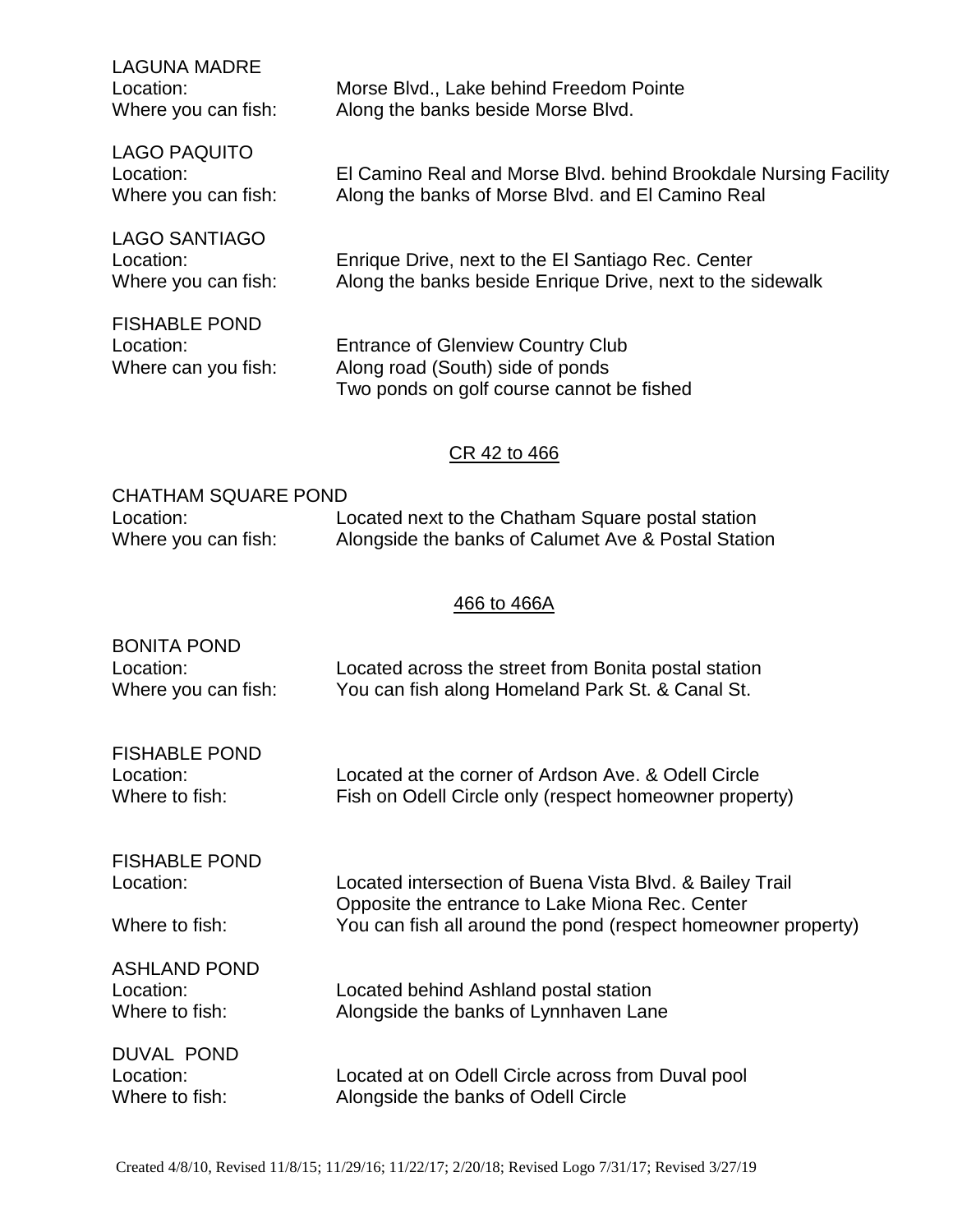LAGUNA MADRE
Location: Morse Blvd., Lake behind Freedom Pointe
Where you can fish: Along the banks beside Morse Blvd.

LAGO PAQUITO
Location: El Camino Real and Morse Blvd. behind Brookdale Nursing Facility
Where you can fish: Along the banks of Morse Blvd. and El Camino Real

LAGO SANTIAGO
Location: Enrique Drive, next to the El Santiago Rec. Center
Where you can fish: Along the banks beside Enrique Drive, next to the sidewalk

FISHABLE POND
Location: Entrance of Glenview Country Club
Where can you fish: Along road (South) side of ponds
Two ponds on golf course cannot be fished

## CR 42 to 466

CHATHAM SQUARE POND
Location: Located next to the Chatham Square postal station
Where you can fish: Alongside the banks of Calumet Ave & Postal Station

## 466 to 466A

BONITA POND
Location: Located across the street from Bonita postal station
Where you can fish: You can fish along Homeland Park St. & Canal St.

FISHABLE POND
Location: Located at the corner of Ardson Ave. & Odell Circle
Where to fish: Fish on Odell Circle only (respect homeowner property)

FISHABLE POND
Location: Located intersection of Buena Vista Blvd. & Bailey Trail
Opposite the entrance to Lake Miona Rec. Center
Where to fish: You can fish all around the pond (respect homeowner property)

ASHLAND POND
Location: Located behind Ashland postal station
Where to fish: Alongside the banks of Lynnhaven Lane

DUVAL POND
Location: Located at on Odell Circle across from Duval pool
Where to fish: Alongside the banks of Odell Circle

Created 4/8/10, Revised 11/8/15; 11/29/16; 11/22/17; 2/20/18; Revised Logo 7/31/17; Revised 3/27/19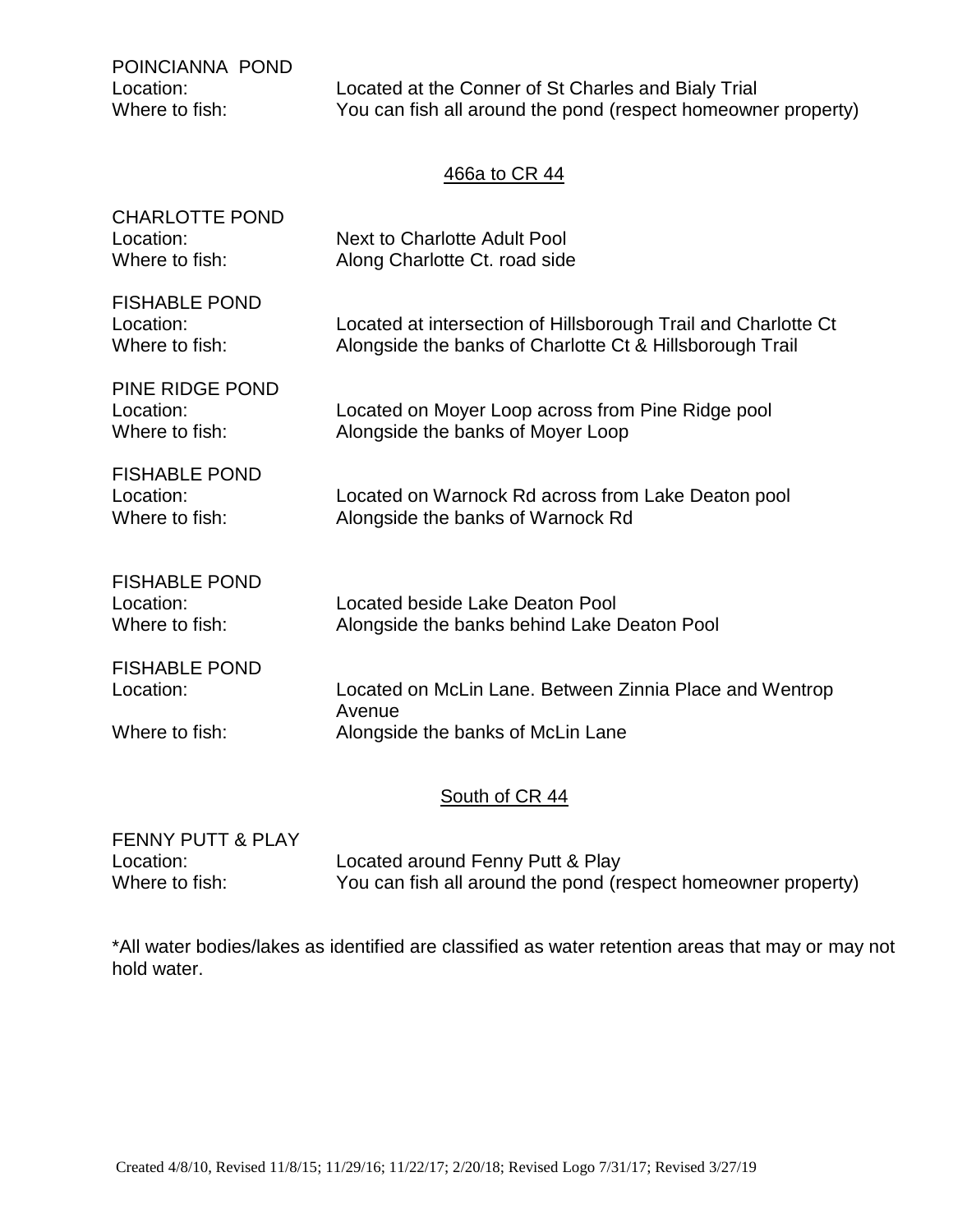POINCIANNA POND

Location: Located at the Conner of St Charles and Bialy Trial

Where to fish: You can fish all around the pond (respect homeowner property)

## 466a to CR 44

CHARLOTTE POND

Location: Next to Charlotte Adult Pool

Where to fish: Along Charlotte Ct. road side

FISHABLE POND

Location: Located at intersection of Hillsborough Trail and Charlotte Ct

Where to fish: Alongside the banks of Charlotte Ct & Hillsborough Trail

PINE RIDGE POND

Location: Located on Moyer Loop across from Pine Ridge pool

Where to fish: Alongside the banks of Moyer Loop

FISHABLE POND

Location: Located on Warnock Rd across from Lake Deaton pool

Where to fish: Alongside the banks of Warnock Rd

FISHABLE POND

Location: Located beside Lake Deaton Pool

Where to fish: Alongside the banks behind Lake Deaton Pool

FISHABLE POND

Location: Located on McLin Lane. Between Zinnia Place and Wentrop Avenue

Where to fish: Alongside the banks of McLin Lane

## South of CR 44

FENNY PUTT & PLAY

Location: Located around Fenny Putt & Play

Where to fish: You can fish all around the pond (respect homeowner property)

*All water bodies/lakes as identified are classified as water retention areas that may or may not hold water.

Created 4/8/10, Revised 11/8/15; 11/29/16; 11/22/17; 2/20/18; Revised Logo 7/31/17; Revised 3/27/19